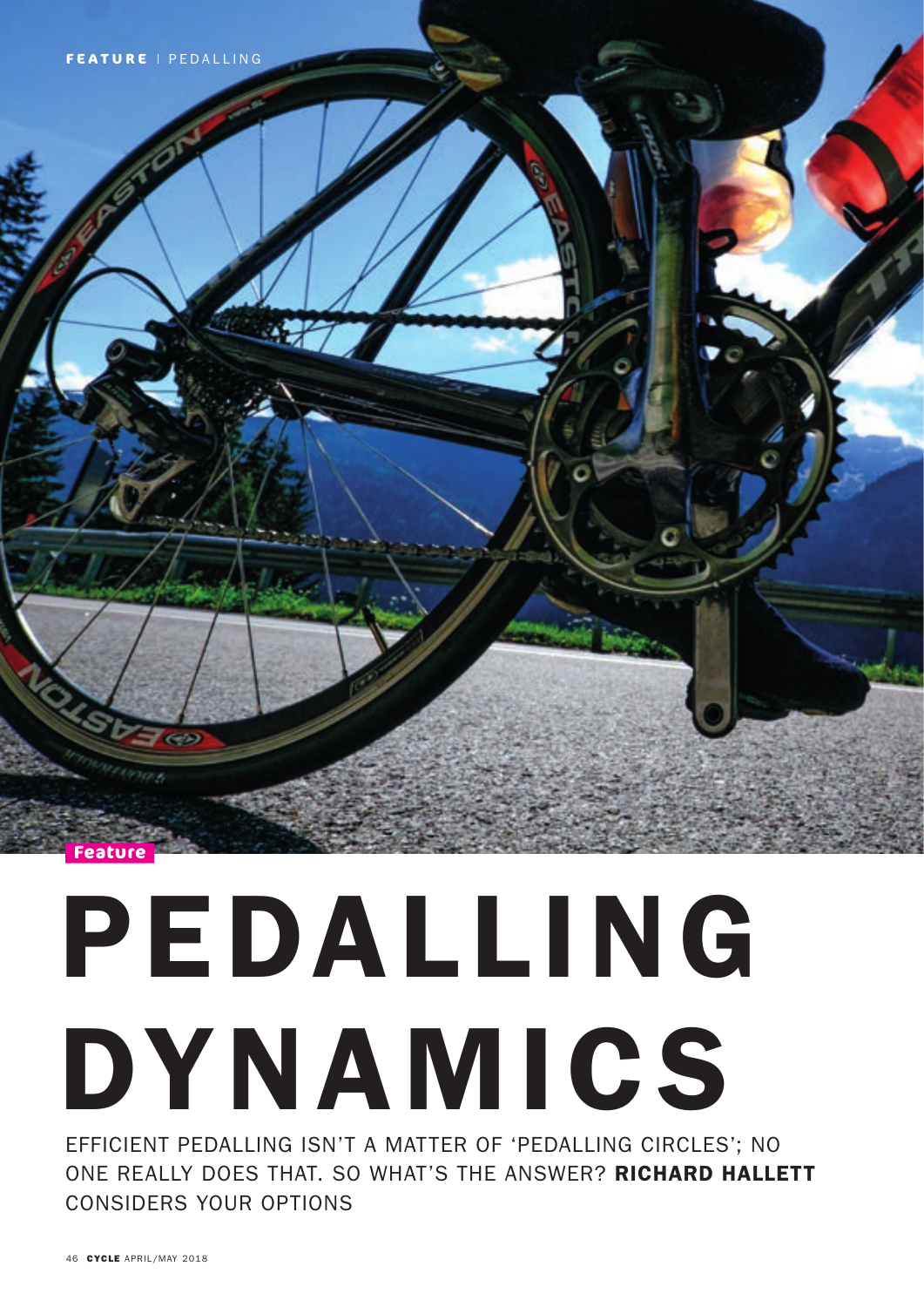Feature

# PEDALLING DYNAMICS

EFFICIENT PEDALLING ISN'T A MATTER OF 'PEDALLING CIRCLES'; NO ONE REALLY DOES THAT. SO WHAT'S THE ANSWER? **RICHARD HALLETT** CONSIDERS YOUR OPTIONS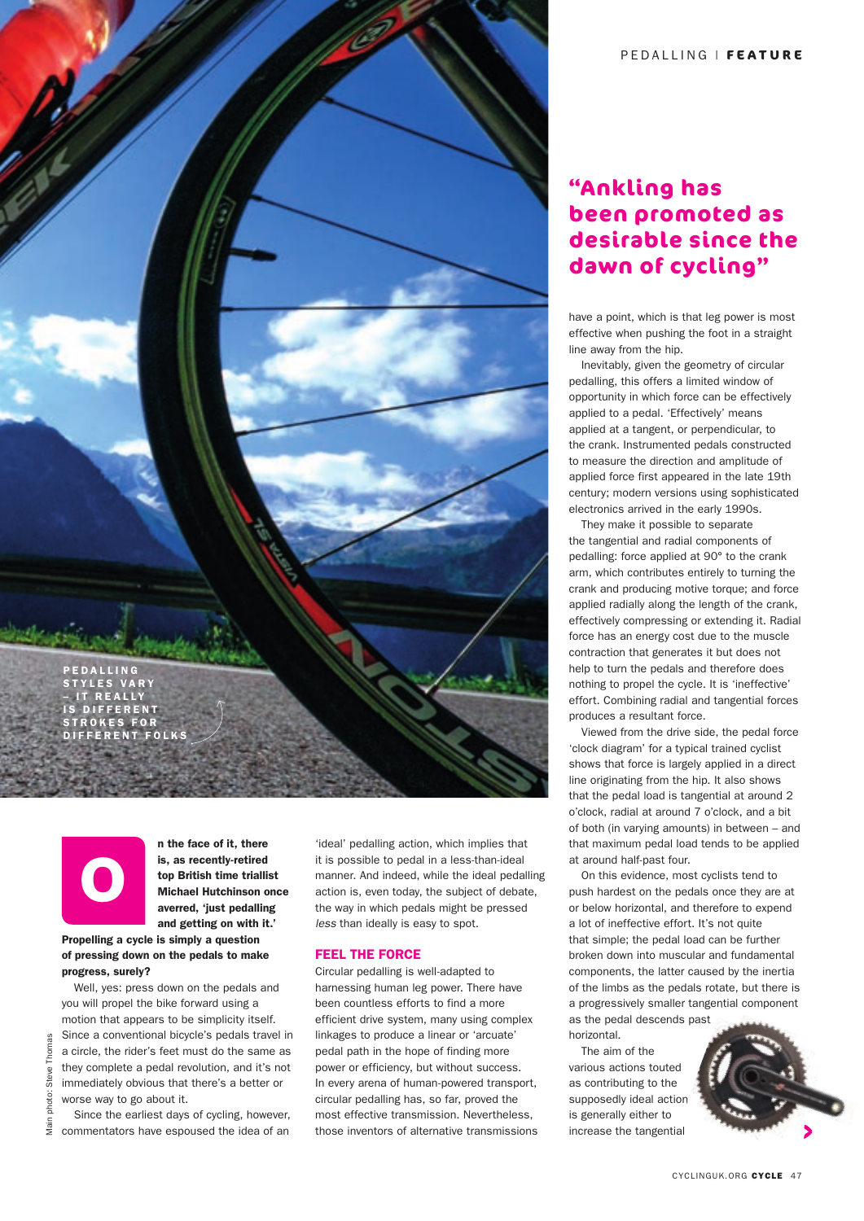**PEDALLING STYLES VARY – IT REALLY IS DIFFERENT STROKES FOR DIFFERENT FOLKS**

**On the face of it, there is, as recently-retired top British time triallist Michael Hutchinson once averred, 'just pedalling and getting on with it.' Propelling a cycle is simply a question of pressing down on the pedals to make progress, surely?**

Well, yes: press down on the pedals and you will propel the bike forward using a motion that appears to be simplicity itself. Since a conventional bicycle's pedals travel in a circle, the rider's feet must do the same as they complete a pedal revolution, and it's not immediately obvious that there's a better or worse way to go about it.

Since the earliest days of cycling, however, commentators have espoused the idea of an 'ideal' pedalling action, which implies that it is possible to pedal in a less-than-ideal manner. And indeed, while the ideal pedalling action is, even today, the subject of debate, the way in which pedals might be pressed *less* than ideally is easy to spot.

## FEEL THE FORCE

Circular pedalling is well-adapted to harnessing human leg power. There have been countless efforts to find a more efficient drive system, many using complex linkages to produce a linear or 'arcuate' pedal path in the hope of finding more power or efficiency, but without success. In every arena of human-powered transport, circular pedalling has, so far, proved the most effective transmission. Nevertheless, those inventors of alternative transmissions have a point, which is that leg power is most effective when pushing the foot in a straight line away from the hip.

> **"Ankling has been promoted as desirable since the dawn of cycling"**

Inevitably, given the geometry of circular pedalling, this offers a limited window of opportunity in which force can be effectively applied to a pedal. 'Effectively' means applied at a tangent, or perpendicular, to the crank. Instrumented pedals constructed to measure the direction and amplitude of applied force first appeared in the late 19th century; modern versions using sophisticated electronics arrived in the early 1990s.

They make it possible to separate the tangential and radial components of pedalling: force applied at 90° to the crank arm, which contributes entirely to turning the crank and producing motive torque; and force applied radially along the length of the crank, effectively compressing or extending it. Radial force has an energy cost due to the muscle contraction that generates it but does not help to turn the pedals and therefore does nothing to propel the cycle. It is 'ineffective' effort. Combining radial and tangential forces produces a resultant force.

Viewed from the drive side, the pedal force 'clock diagram' for a typical trained cyclist shows that force is largely applied in a direct line originating from the hip. It also shows that the pedal load is tangential at around 2 o'clock, radial at around 7 o'clock, and a bit of both (in varying amounts) in between – and that maximum pedal load tends to be applied at around half-past four.

On this evidence, most cyclists tend to push hardest on the pedals once they are at or below horizontal, and therefore to expend a lot of ineffective effort. It's not quite that simple; the pedal load can be further broken down into muscular and fundamental components, the latter caused by the inertia of the limbs as the pedals rotate, but there is a progressively smaller tangential component as the pedal descends past horizontal.

The aim of the various actions touted as contributing to the supposedly ideal action is generally either to increase the tangential

Main photo: Steve Thomas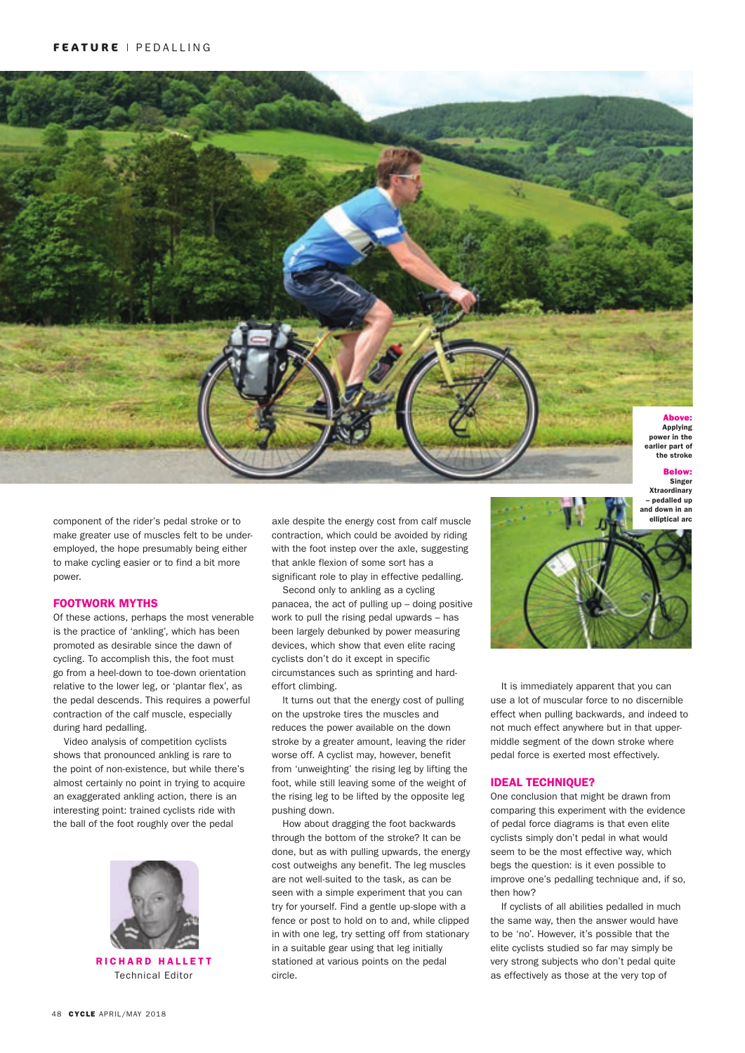**Above:** Applying power in the earlier part of the stroke

**Below:** Singer Xtraordinary – pedalled up and down in an elliptical arc

component of the rider's pedal stroke or to make greater use of muscles felt to be under-employed, the hope presumably being either to make cycling easier or to find a bit more power.

## FOOTWORK MYTHS

Of these actions, perhaps the most venerable is the practice of 'ankling', which has been promoted as desirable since the dawn of cycling. To accomplish this, the foot must go from a heel-down to toe-down orientation relative to the lower leg, or 'plantar flex', as the pedal descends. This requires a powerful contraction of the calf muscle, especially during hard pedalling.

Video analysis of competition cyclists shows that pronounced ankling is rare to the point of non-existence, but while there's almost certainly no point in trying to acquire an exaggerated ankling action, there is an interesting point: trained cyclists ride with the ball of the foot roughly over the pedal axle despite the energy cost from calf muscle contraction, which could be avoided by riding with the foot instep over the axle, suggesting that ankle flexion of some sort has a significant role to play in effective pedalling.

Second only to ankling as a cycling panacea, the act of pulling up – doing positive work to pull the rising pedal upwards – has been largely debunked by power measuring devices, which show that even elite racing cyclists don't do it except in specific circumstances such as sprinting and hard-effort climbing.

It turns out that the energy cost of pulling on the upstroke tires the muscles and reduces the power available on the down stroke by a greater amount, leaving the rider worse off. A cyclist may, however, benefit from 'unweighting' the rising leg by lifting the foot, while still leaving some of the weight of the rising leg to be lifted by the opposite leg pushing down.

How about dragging the foot backwards through the bottom of the stroke? It can be done, but as with pulling upwards, the energy cost outweighs any benefit. The leg muscles are not well-suited to the task, as can be seen with a simple experiment that you can try for yourself. Find a gentle up-slope with a fence or post to hold on to and, while clipped in with one leg, try setting off from stationary in a suitable gear using that leg initially stationed at various points on the pedal circle.

It is immediately apparent that you can use a lot of muscular force to no discernible effect when pulling backwards, and indeed to not much effect anywhere but in that upper-middle segment of the down stroke where pedal force is exerted most effectively.

## IDEAL TECHNIQUE?

One conclusion that might be drawn from comparing this experiment with the evidence of pedal force diagrams is that even elite cyclists simply don't pedal in what would seem to be the most effective way, which begs the question: is it even possible to improve one's pedalling technique and, if so, then how?

If cyclists of all abilities pedalled in much the same way, then the answer would have to be 'no'. However, it's possible that the elite cyclists studied so far may simply be very strong subjects who don't pedal quite as effectively as those at the very top of

**RICHARD HALLETT**
Technical Editor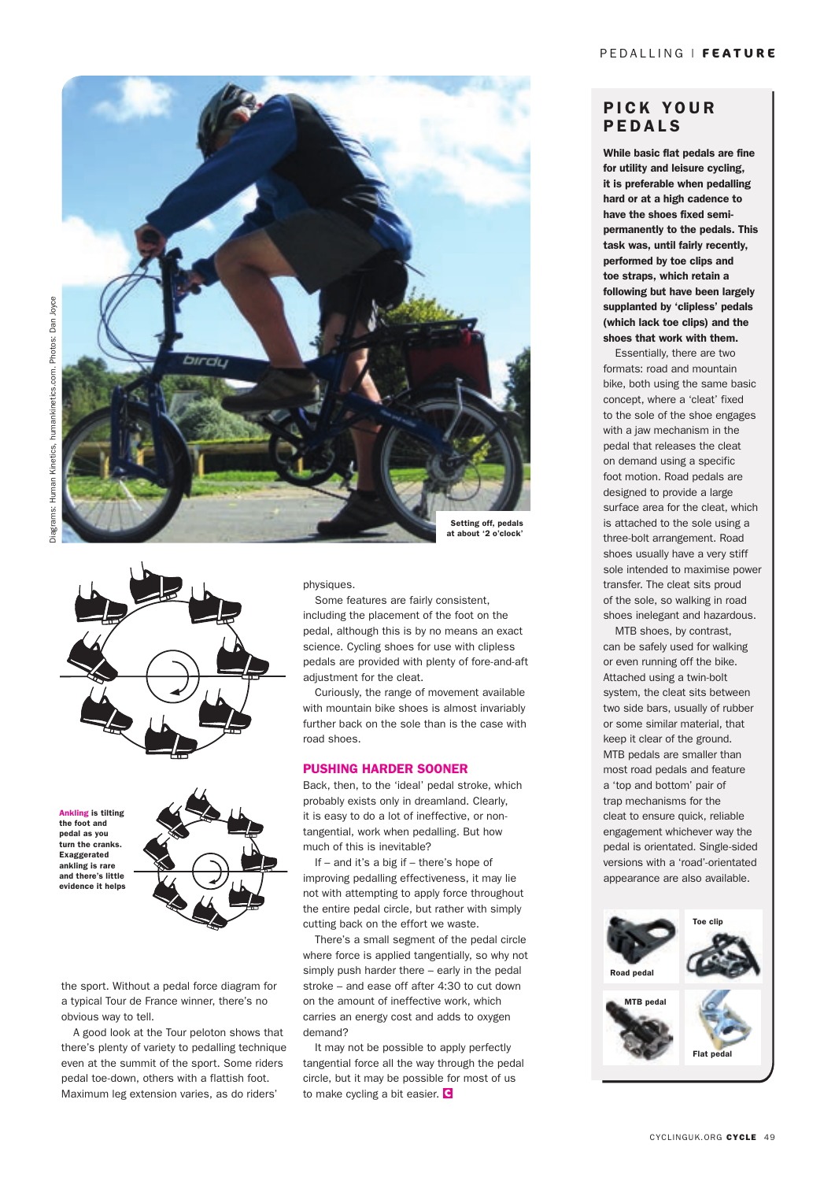Diagrams: Human Kinetics, humankinetics.com. Photos: Dan Joyce

Setting off, pedals at about '2 o'clock'

**Ankling** is tilting the foot and pedal as you turn the cranks. Exaggerated ankling is rare and there's little evidence it helps

the sport. Without a pedal force diagram for a typical Tour de France winner, there's no obvious way to tell.

A good look at the Tour peloton shows that there's plenty of variety to pedalling technique even at the summit of the sport. Some riders pedal toe-down, others with a flattish foot. Maximum leg extension varies, as do riders' physiques.

Some features are fairly consistent, including the placement of the foot on the pedal, although this is by no means an exact science. Cycling shoes for use with clipless pedals are provided with plenty of fore-and-aft adjustment for the cleat.

Curiously, the range of movement available with mountain bike shoes is almost invariably further back on the sole than is the case with road shoes.

## PUSHING HARDER SOONER

Back, then, to the 'ideal' pedal stroke, which probably exists only in dreamland. Clearly, it is easy to do a lot of ineffective, or non-tangential, work when pedalling. But how much of this is inevitable?

If – and it's a big if – there's hope of improving pedalling effectiveness, it may lie not with attempting to apply force throughout the entire pedal circle, but rather with simply cutting back on the effort we waste.

There's a small segment of the pedal circle where force is applied tangentially, so why not simply push harder there – early in the pedal stroke – and ease off after 4:30 to cut down on the amount of ineffective work, which carries an energy cost and adds to oxygen demand?

It may not be possible to apply perfectly tangential force all the way through the pedal circle, but it may be possible for most of us to make cycling a bit easier.

## PICK YOUR PEDALS

**While basic flat pedals are fine for utility and leisure cycling, it is preferable when pedalling hard or at a high cadence to have the shoes fixed semi-permanently to the pedals. This task was, until fairly recently, performed by toe clips and toe straps, which retain a following but have been largely supplanted by 'clipless' pedals (which lack toe clips) and the shoes that work with them.**

Essentially, there are two formats: road and mountain bike, both using the same basic concept, where a 'cleat' fixed to the sole of the shoe engages with a jaw mechanism in the pedal that releases the cleat on demand using a specific foot motion. Road pedals are designed to provide a large surface area for the cleat, which is attached to the sole using a three-bolt arrangement. Road shoes usually have a very stiff sole intended to maximise power transfer. The cleat sits proud of the sole, so walking in road shoes inelegant and hazardous.

MTB shoes, by contrast, can be safely used for walking or even running off the bike. Attached using a twin-bolt system, the cleat sits between two side bars, usually of rubber or some similar material, that keep it clear of the ground. MTB pedals are smaller than most road pedals and feature a 'top and bottom' pair of trap mechanisms for the cleat to ensure quick, reliable engagement whichever way the pedal is orientated. Single-sided versions with a 'road'-orientated appearance are also available.

Road pedal

Toe clip

MTB pedal

Flat pedal